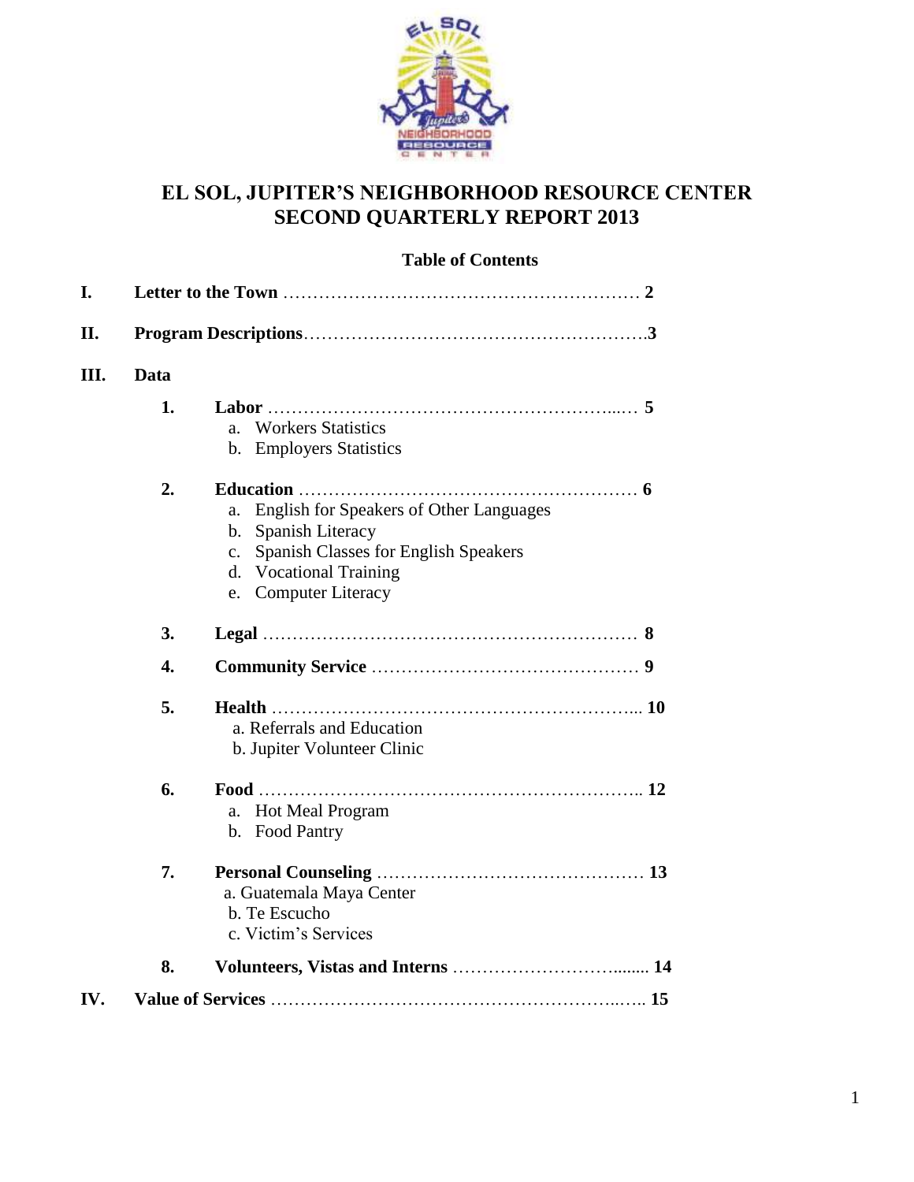# EL SOL, JUPITER'S NEIGHBORHOOD RESOURCE CENTER
# SECOND QUARTERLY REPORT 2013

**Table of Contents**

**I. Letter to the Town** …………………………………………………… **2**

**II. Program Descriptions**…………………………………………………**3**

**III. Data**

1. **Labor** ……………………………………………………...… **5**
   a. Workers Statistics
   b. Employers Statistics

2. **Education** ………………………………………………… **6**
   a. English for Speakers of Other Languages
   b. Spanish Literacy
   c. Spanish Classes for English Speakers
   d. Vocational Training
   e. Computer Literacy

3. **Legal** ……………………………………………………… **8**

4. **Community Service** ……………………………………… **9**

5. **Health** …………………………………………………... **10**
   a. Referrals and Education
   b. Jupiter Volunteer Clinic

6. **Food** ……………………………………………………….. **12**
   a. Hot Meal Program
   b. Food Pantry

7. **Personal Counseling** ……………………………………… **13**
   a. Guatemala Maya Center
   b. Te Escucho
   c. Victim's Services

8. **Volunteers, Vistas and Interns** ………………………........ **14**

**IV. Value of Services** ……………………………………………..….. **15**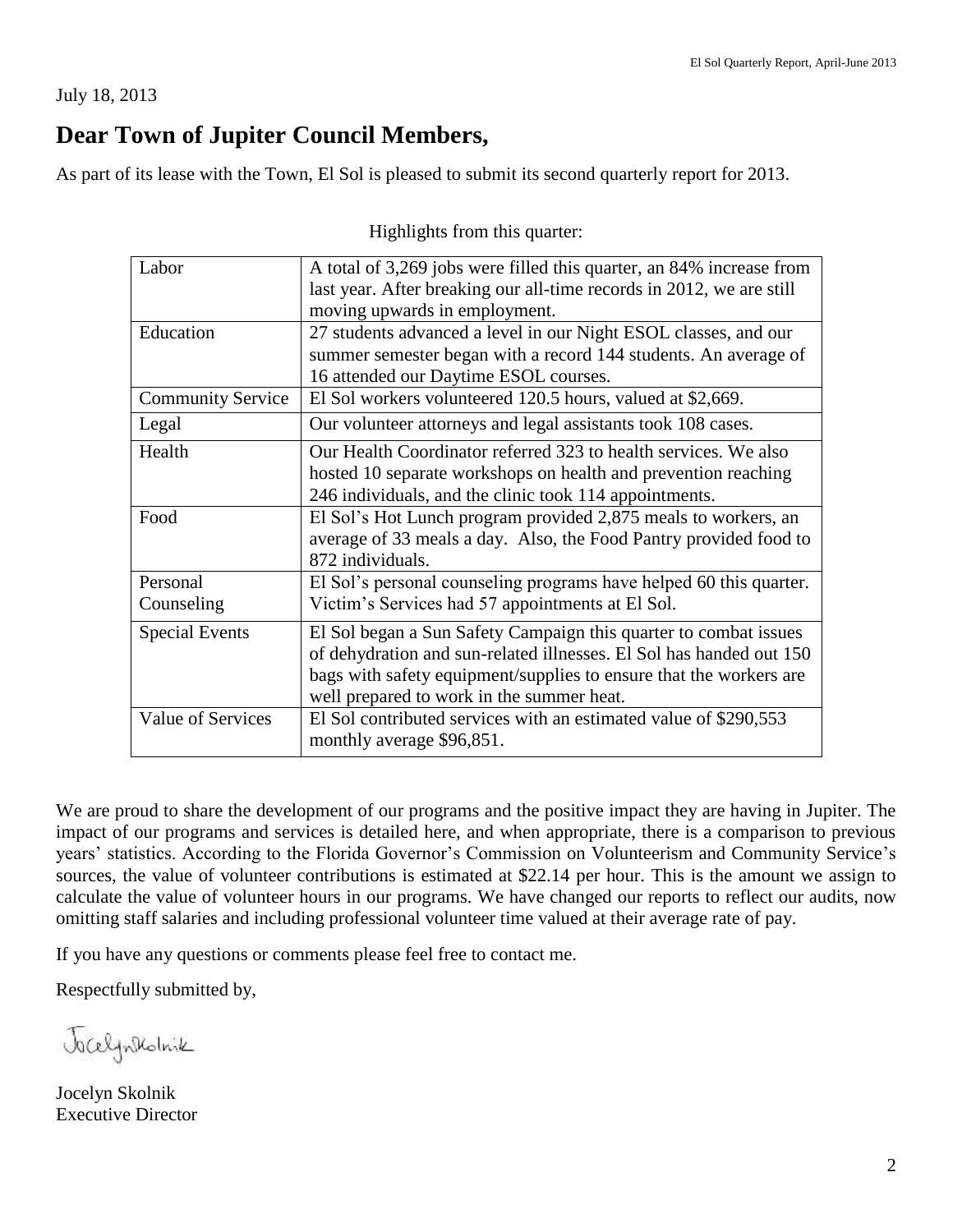July 18, 2013

## Dear Town of Jupiter Council Members,

As part of its lease with the Town, El Sol is pleased to submit its second quarterly report for 2013.

Highlights from this quarter:

| | |
|---|---|
| Labor | A total of 3,269 jobs were filled this quarter, an 84% increase from last year. After breaking our all-time records in 2012, we are still moving upwards in employment. |
| Education | 27 students advanced a level in our Night ESOL classes, and our summer semester began with a record 144 students. An average of 16 attended our Daytime ESOL courses. |
| Community Service | El Sol workers volunteered 120.5 hours, valued at $2,669. |
| Legal | Our volunteer attorneys and legal assistants took 108 cases. |
| Health | Our Health Coordinator referred 323 to health services. We also hosted 10 separate workshops on health and prevention reaching 246 individuals, and the clinic took 114 appointments. |
| Food | El Sol's Hot Lunch program provided 2,875 meals to workers, an average of 33 meals a day. Also, the Food Pantry provided food to 872 individuals. |
| Personal Counseling | El Sol's personal counseling programs have helped 60 this quarter. Victim's Services had 57 appointments at El Sol. |
| Special Events | El Sol began a Sun Safety Campaign this quarter to combat issues of dehydration and sun-related illnesses. El Sol has handed out 150 bags with safety equipment/supplies to ensure that the workers are well prepared to work in the summer heat. |
| Value of Services | El Sol contributed services with an estimated value of $290,553 monthly average $96,851. |

We are proud to share the development of our programs and the positive impact they are having in Jupiter. The impact of our programs and services is detailed here, and when appropriate, there is a comparison to previous years' statistics. According to the Florida Governor's Commission on Volunteerism and Community Service's sources, the value of volunteer contributions is estimated at $22.14 per hour. This is the amount we assign to calculate the value of volunteer hours in our programs. We have changed our reports to reflect our audits, now omitting staff salaries and including professional volunteer time valued at their average rate of pay.

If you have any questions or comments please feel free to contact me.

Respectfully submitted by,

Jocelyn Skolnik
Executive Director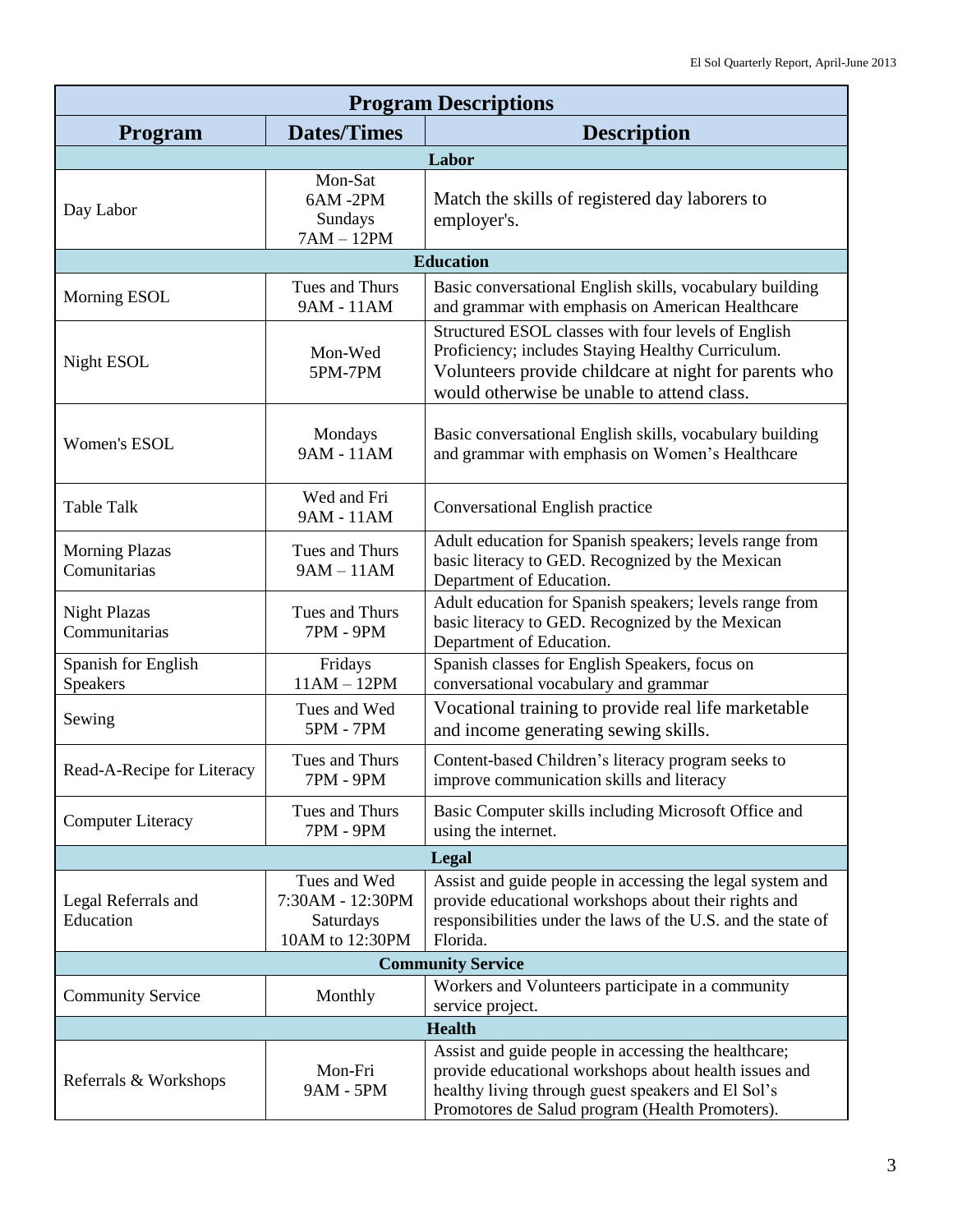| Program Descriptions | | |
|---|---|---|
| **Program** | **Dates/Times** | **Description** |
| **Labor** | | |
| Day Labor | Mon-Sat 6AM -2PM Sundays 7AM – 12PM | Match the skills of registered day laborers to employer's. |
| **Education** | | |
| Morning ESOL | Tues and Thurs 9AM - 11AM | Basic conversational English skills, vocabulary building and grammar with emphasis on American Healthcare |
| Night ESOL | Mon-Wed 5PM-7PM | Structured ESOL classes with four levels of English Proficiency; includes Staying Healthy Curriculum. Volunteers provide childcare at night for parents who would otherwise be unable to attend class. |
| Women's ESOL | Mondays 9AM - 11AM | Basic conversational English skills, vocabulary building and grammar with emphasis on Women's Healthcare |
| Table Talk | Wed and Fri 9AM - 11AM | Conversational English practice |
| Morning Plazas Comunitarias | Tues and Thurs 9AM – 11AM | Adult education for Spanish speakers; levels range from basic literacy to GED. Recognized by the Mexican Department of Education. |
| Night Plazas Communitarias | Tues and Thurs 7PM - 9PM | Adult education for Spanish speakers; levels range from basic literacy to GED. Recognized by the Mexican Department of Education. |
| Spanish for English Speakers | Fridays 11AM – 12PM | Spanish classes for English Speakers, focus on conversational vocabulary and grammar |
| Sewing | Tues and Wed 5PM - 7PM | Vocational training to provide real life marketable and income generating sewing skills. |
| Read-A-Recipe for Literacy | Tues and Thurs 7PM - 9PM | Content-based Children's literacy program seeks to improve communication skills and literacy |
| Computer Literacy | Tues and Thurs 7PM - 9PM | Basic Computer skills including Microsoft Office and using the internet. |
| **Legal** | | |
| Legal Referrals and Education | Tues and Wed 7:30AM - 12:30PM Saturdays 10AM to 12:30PM | Assist and guide people in accessing the legal system and provide educational workshops about their rights and responsibilities under the laws of the U.S. and the state of Florida. |
| **Community Service** | | |
| Community Service | Monthly | Workers and Volunteers participate in a community service project. |
| **Health** | | |
| Referrals & Workshops | Mon-Fri 9AM - 5PM | Assist and guide people in accessing the healthcare; provide educational workshops about health issues and healthy living through guest speakers and El Sol's Promotores de Salud program (Health Promoters). |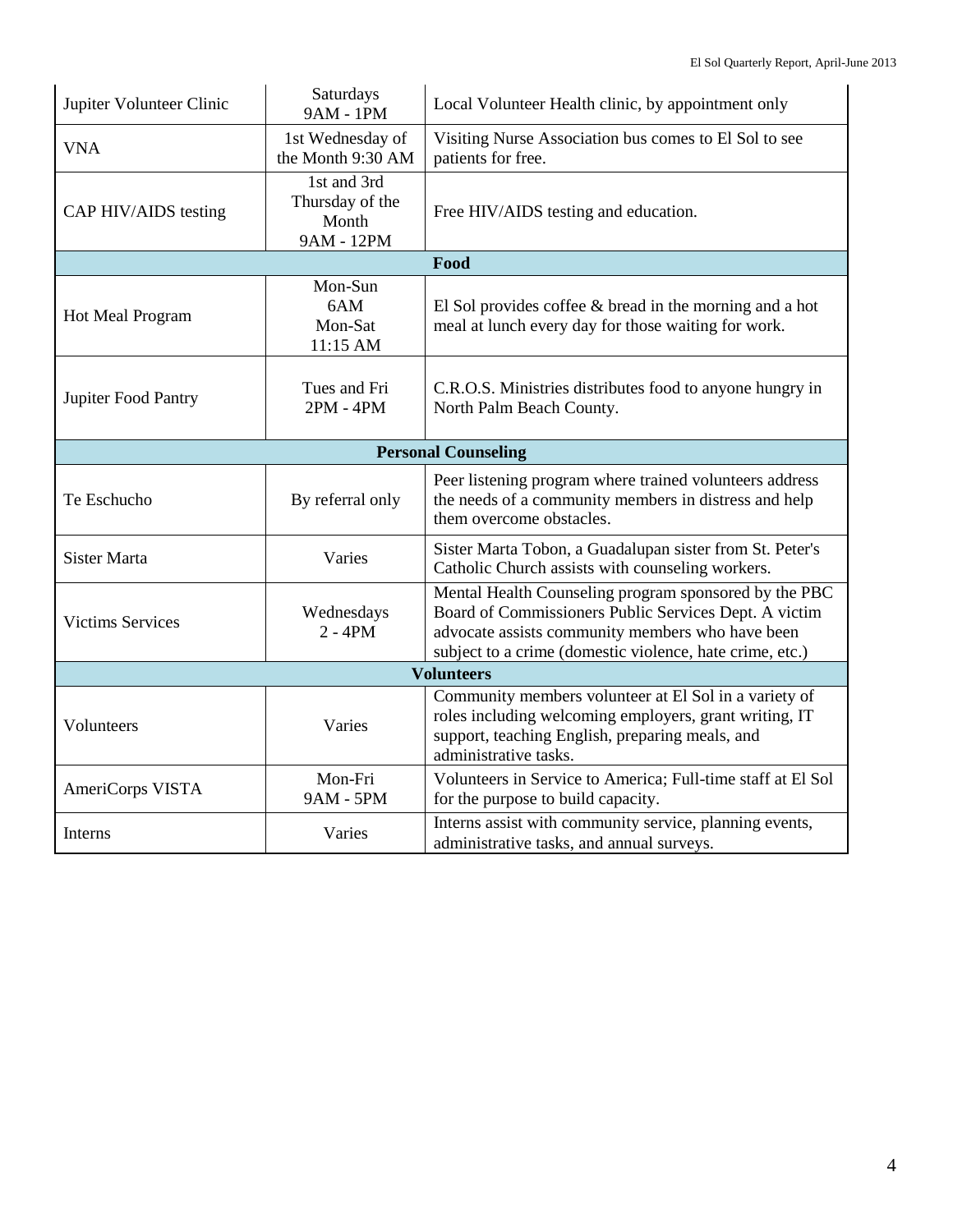| | | |
|---|---|---|
| Jupiter Volunteer Clinic | Saturdays 9AM - 1PM | Local Volunteer Health clinic, by appointment only |
| VNA | 1st Wednesday of the Month 9:30 AM | Visiting Nurse Association bus comes to El Sol to see patients for free. |
| CAP HIV/AIDS testing | 1st and 3rd Thursday of the Month 9AM - 12PM | Free HIV/AIDS testing and education. |
| **Food** | | |
| Hot Meal Program | Mon-Sun 6AM Mon-Sat 11:15 AM | El Sol provides coffee & bread in the morning and a hot meal at lunch every day for those waiting for work. |
| Jupiter Food Pantry | Tues and Fri 2PM - 4PM | C.R.O.S. Ministries distributes food to anyone hungry in North Palm Beach County. |
| **Personal Counseling** | | |
| Te Eschucho | By referral only | Peer listening program where trained volunteers address the needs of a community members in distress and help them overcome obstacles. |
| Sister Marta | Varies | Sister Marta Tobon, a Guadalupan sister from St. Peter's Catholic Church assists with counseling workers. |
| Victims Services | Wednesdays 2 - 4PM | Mental Health Counseling program sponsored by the PBC Board of Commissioners Public Services Dept. A victim advocate assists community members who have been subject to a crime (domestic violence, hate crime, etc.) |
| **Volunteers** | | |
| Volunteers | Varies | Community members volunteer at El Sol in a variety of roles including welcoming employers, grant writing, IT support, teaching English, preparing meals, and administrative tasks. |
| AmeriCorps VISTA | Mon-Fri 9AM - 5PM | Volunteers in Service to America; Full-time staff at El Sol for the purpose to build capacity. |
| Interns | Varies | Interns assist with community service, planning events, administrative tasks, and annual surveys. |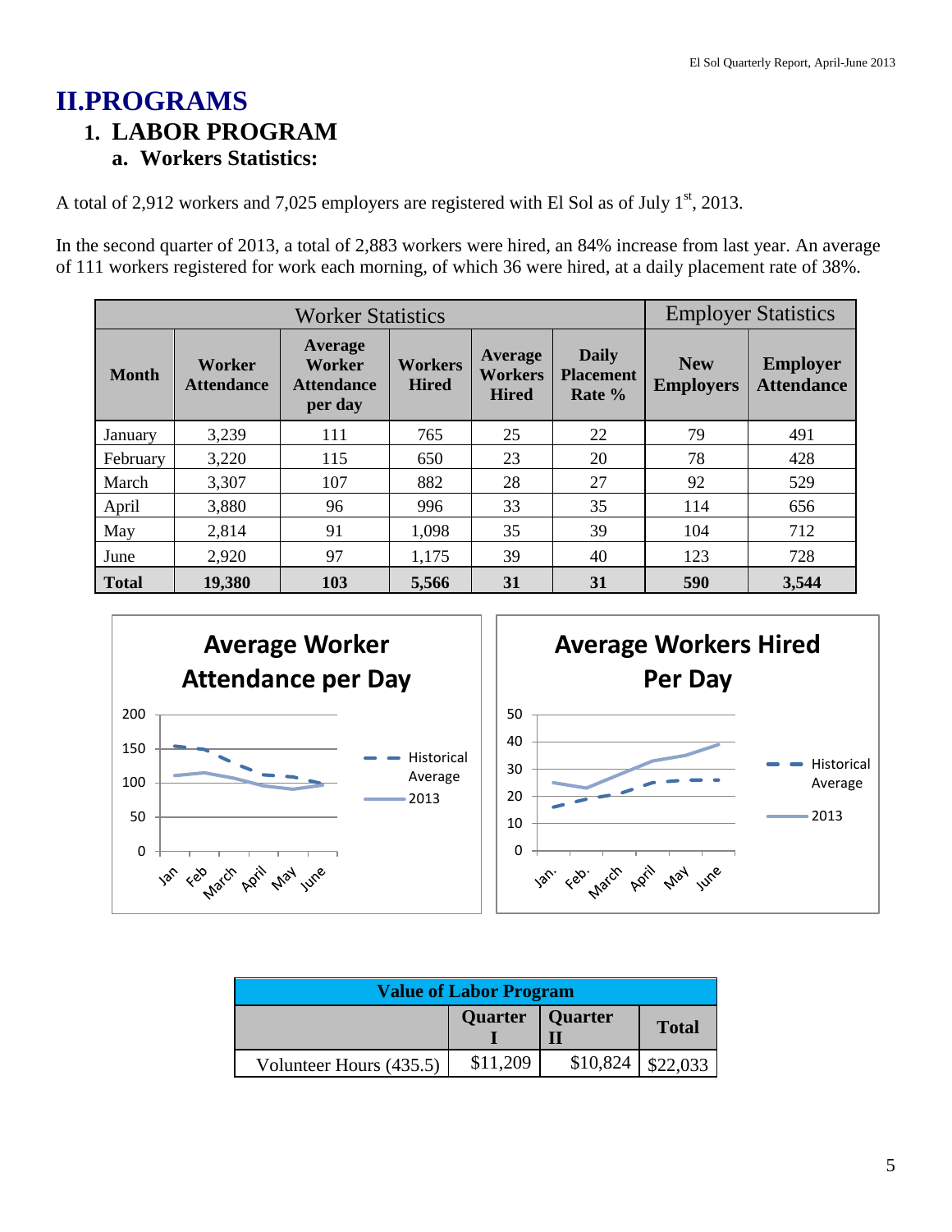# II.PROGRAMS

## 1. LABOR PROGRAM

### a. Workers Statistics:

A total of 2,912 workers and 7,025 employers are registered with El Sol as of July 1st, 2013.

In the second quarter of 2013, a total of 2,883 workers were hired, an 84% increase from last year. An average of 111 workers registered for work each morning, of which 36 were hired, at a daily placement rate of 38%.

| Worker Statistics | | | | | | Employer Statistics | |
|---|---|---|---|---|---|---|---|
| **Month** | **Worker Attendance** | **Average Worker Attendance per day** | **Workers Hired** | **Average Workers Hired** | **Daily Placement Rate %** | **New Employers** | **Employer Attendance** |
| January | 3,239 | 111 | 765 | 25 | 22 | 79 | 491 |
| February | 3,220 | 115 | 650 | 23 | 20 | 78 | 428 |
| March | 3,307 | 107 | 882 | 28 | 27 | 92 | 529 |
| April | 3,880 | 96 | 996 | 33 | 35 | 114 | 656 |
| May | 2,814 | 91 | 1,098 | 35 | 39 | 104 | 712 |
| June | 2,920 | 97 | 1,175 | 39 | 40 | 123 | 728 |
| **Total** | **19,380** | **103** | **5,566** | **31** | **31** | **590** | **3,544** |

**Average Worker Attendance per Day**

**Average Workers Hired Per Day**

| Value of Labor Program | | | |
|---|---|---|---|
| | **Quarter I** | **Quarter II** | **Total** |
| Volunteer Hours (435.5) | $11,209 | $10,824 | $22,033 |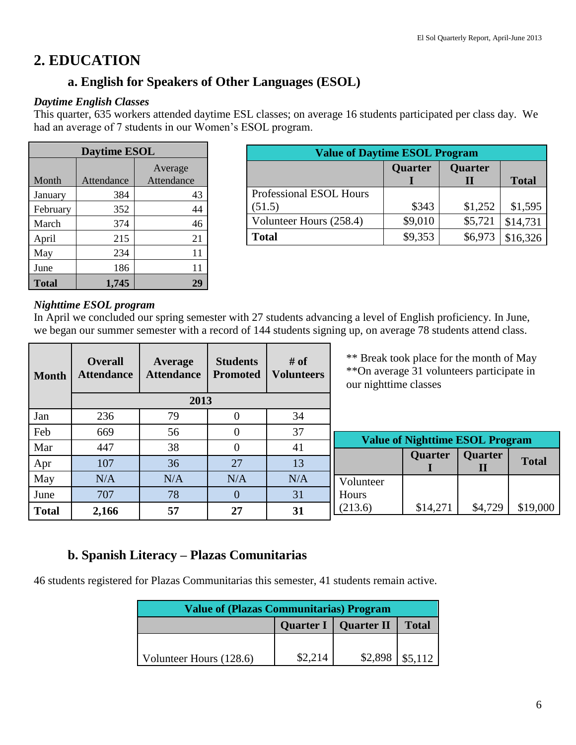## 2. EDUCATION

### a. English for Speakers of Other Languages (ESOL)

***Daytime English Classes***

This quarter, 635 workers attended daytime ESL classes; on average 16 students participated per class day. We had an average of 7 students in our Women's ESOL program.

| Daytime ESOL | | |
|---|---|---|
| Month | Attendance | Average Attendance |
| January | 384 | 43 |
| February | 352 | 44 |
| March | 374 | 46 |
| April | 215 | 21 |
| May | 234 | 11 |
| June | 186 | 11 |
| **Total** | **1,745** | **29** |

| Value of Daytime ESOL Program | | | |
|---|---|---|---|
| | **Quarter I** | **Quarter II** | **Total** |
| Professional ESOL Hours (51.5) | $343 | $1,252 | $1,595 |
| Volunteer Hours (258.4) | $9,010 | $5,721 | $14,731 |
| **Total** | $9,353 | $6,973 | $16,326 |

***Nighttime ESOL program***

In April we concluded our spring semester with 27 students advancing a level of English proficiency. In June, we began our summer semester with a record of 144 students signing up, on average 78 students attend class.

| **Month** | **Overall Attendance** | **Average Attendance** | **Students Promoted** | **# of Volunteers** |
|---|---|---|---|---|
| | **2013** | | | |
| Jan | 236 | 79 | 0 | 34 |
| Feb | 669 | 56 | 0 | 37 |
| Mar | 447 | 38 | 0 | 41 |
| Apr | 107 | 36 | 27 | 13 |
| May | N/A | N/A | N/A | N/A |
| June | 707 | 78 | 0 | 31 |
| **Total** | **2,166** | **57** | **27** | **31** |

** Break took place for the month of May
**On average 31 volunteers participate in our nighttime classes

| Value of Nighttime ESOL Program | | | |
|---|---|---|---|
| | **Quarter I** | **Quarter II** | **Total** |
| Volunteer Hours (213.6) | $14,271 | $4,729 | $19,000 |

### b. Spanish Literacy – Plazas Comunitarias

46 students registered for Plazas Communitarias this semester, 41 students remain active.

| Value of (Plazas Communitarias) Program | | | |
|---|---|---|---|
| | **Quarter I** | **Quarter II** | **Total** |
| Volunteer Hours (128.6) | $2,214 | $2,898 | $5,112 |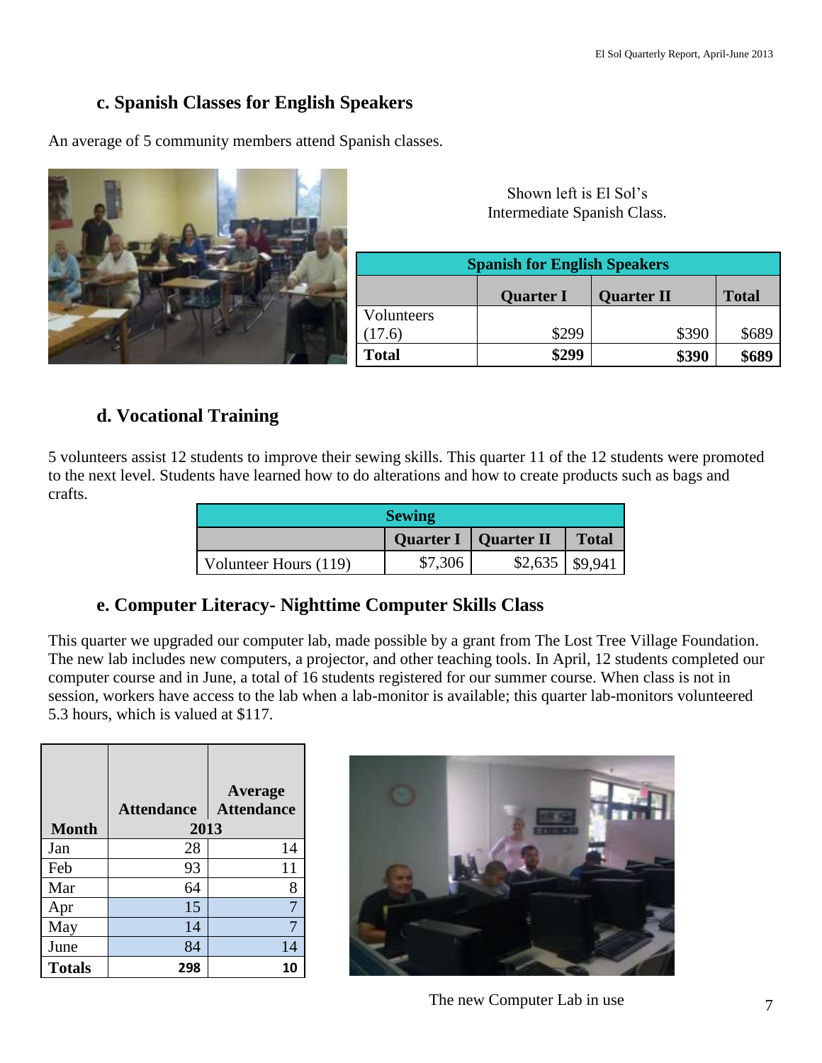## c. Spanish Classes for English Speakers

An average of 5 community members attend Spanish classes.

Shown left is El Sol's Intermediate Spanish Class.

| Spanish for English Speakers | | | |
|---|---|---|---|
| | Quarter I | Quarter II | Total |
| Volunteers (17.6) | $299 | $390 | $689 |
| **Total** | **$299** | **$390** | **$689** |

## d. Vocational Training

5 volunteers assist 12 students to improve their sewing skills. This quarter 11 of the 12 students were promoted to the next level. Students have learned how to do alterations and how to create products such as bags and crafts.

| Sewing | | | |
|---|---|---|---|
| | Quarter I | Quarter II | Total |
| Volunteer Hours (119) | $7,306 | $2,635 | $9,941 |

## e. Computer Literacy- Nighttime Computer Skills Class

This quarter we upgraded our computer lab, made possible by a grant from The Lost Tree Village Foundation. The new lab includes new computers, a projector, and other teaching tools. In April, 12 students completed our computer course and in June, a total of 16 students registered for our summer course. When class is not in session, workers have access to the lab when a lab-monitor is available; this quarter lab-monitors volunteered 5.3 hours, which is valued at $117.

| Month | Attendance (2013) | Average Attendance (2013) |
|---|---|---|
| Jan | 28 | 14 |
| Feb | 93 | 11 |
| Mar | 64 | 8 |
| Apr | 15 | 7 |
| May | 14 | 7 |
| June | 84 | 14 |
| **Totals** | **298** | **10** |

The new Computer Lab in use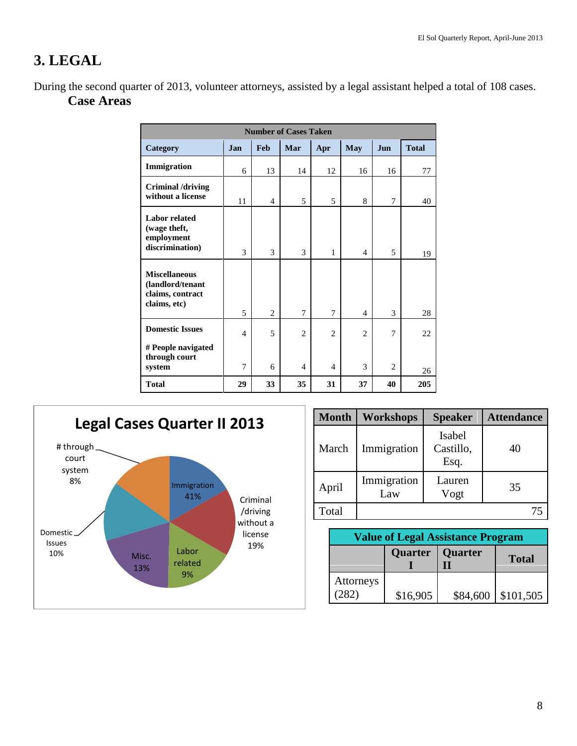# 3. LEGAL

During the second quarter of 2013, volunteer attorneys, assisted by a legal assistant helped a total of 108 cases.

**Case Areas**

| Number of Cases Taken | | | | | | | |
|---|---|---|---|---|---|---|---|
| **Category** | **Jan** | **Feb** | **Mar** | **Apr** | **May** | **Jun** | **Total** |
| **Immigration** | 6 | 13 | 14 | 12 | 16 | 16 | 77 |
| **Criminal /driving without a license** | 11 | 4 | 5 | 5 | 8 | 7 | 40 |
| **Labor related (wage theft, employment discrimination)** | 3 | 3 | 3 | 1 | 4 | 5 | 19 |
| **Miscellaneous (landlord/tenant claims, contract claims, etc)** | 5 | 2 | 7 | 7 | 4 | 3 | 28 |
| **Domestic Issues** | 4 | 5 | 2 | 2 | 2 | 7 | 22 |
| **# People navigated through court system** | 7 | 6 | 4 | 4 | 3 | 2 | 26 |
| **Total** | **29** | **33** | **35** | **31** | **37** | **40** | **205** |

Legal Cases Quarter II 2013

Immigration 41%

Criminal /driving without a license 19%

Labor related 9%

Misc. 13%

Domestic Issues 10%

# through court system 8%

| Month | Workshops | Speaker | Attendance |
|---|---|---|---|
| March | Immigration | Isabel Castillo, Esq. | 40 |
| April | Immigration Law | Lauren Vogt | 35 |
| Total | | | 75 |

| Value of Legal Assistance Program | | | |
|---|---|---|---|
| | **Quarter I** | **Quarter II** | **Total** |
| Attorneys (282) | $16,905 | $84,600 | $101,505 |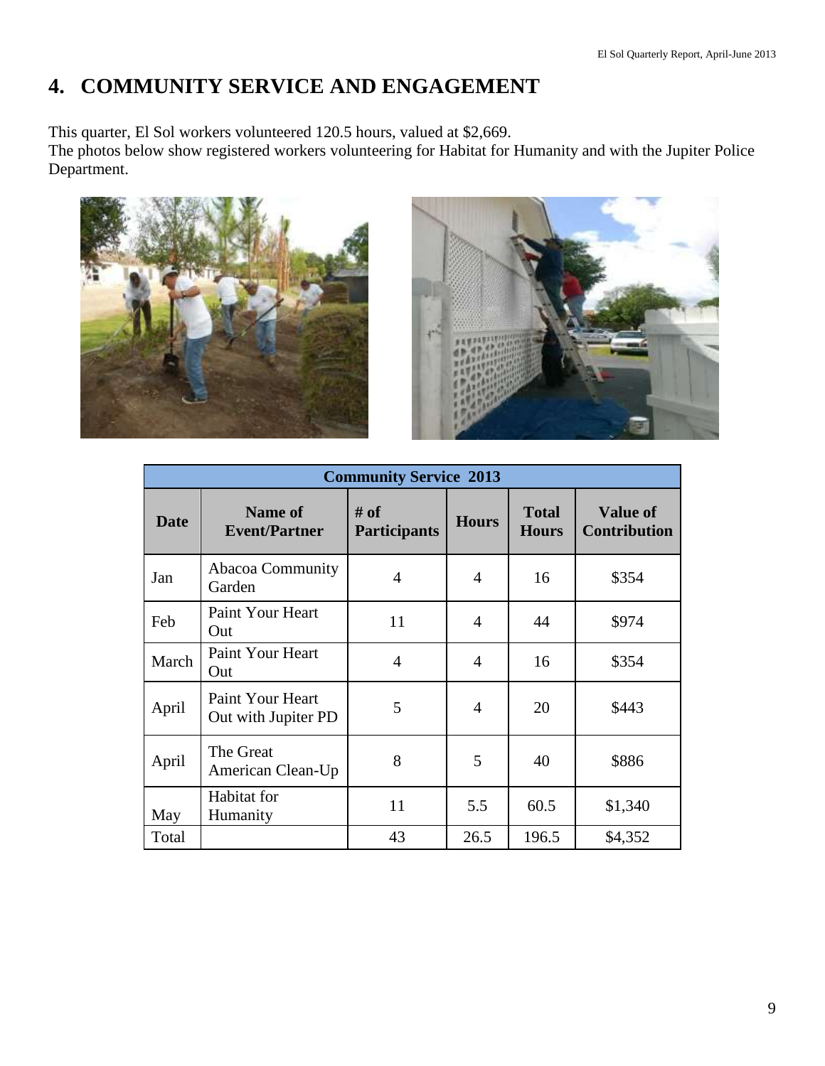## 4. COMMUNITY SERVICE AND ENGAGEMENT

This quarter, El Sol workers volunteered 120.5 hours, valued at $2,669.
The photos below show registered workers volunteering for Habitat for Humanity and with the Jupiter Police Department.

| Community Service 2013 | | | | | |
|---|---|---|---|---|---|
| **Date** | **Name of Event/Partner** | **# of Participants** | **Hours** | **Total Hours** | **Value of Contribution** |
| Jan | Abacoa Community Garden | 4 | 4 | 16 | $354 |
| Feb | Paint Your Heart Out | 11 | 4 | 44 | $974 |
| March | Paint Your Heart Out | 4 | 4 | 16 | $354 |
| April | Paint Your Heart Out with Jupiter PD | 5 | 4 | 20 | $443 |
| April | The Great American Clean-Up | 8 | 5 | 40 | $886 |
| May | Habitat for Humanity | 11 | 5.5 | 60.5 | $1,340 |
| Total | | 43 | 26.5 | 196.5 | $4,352 |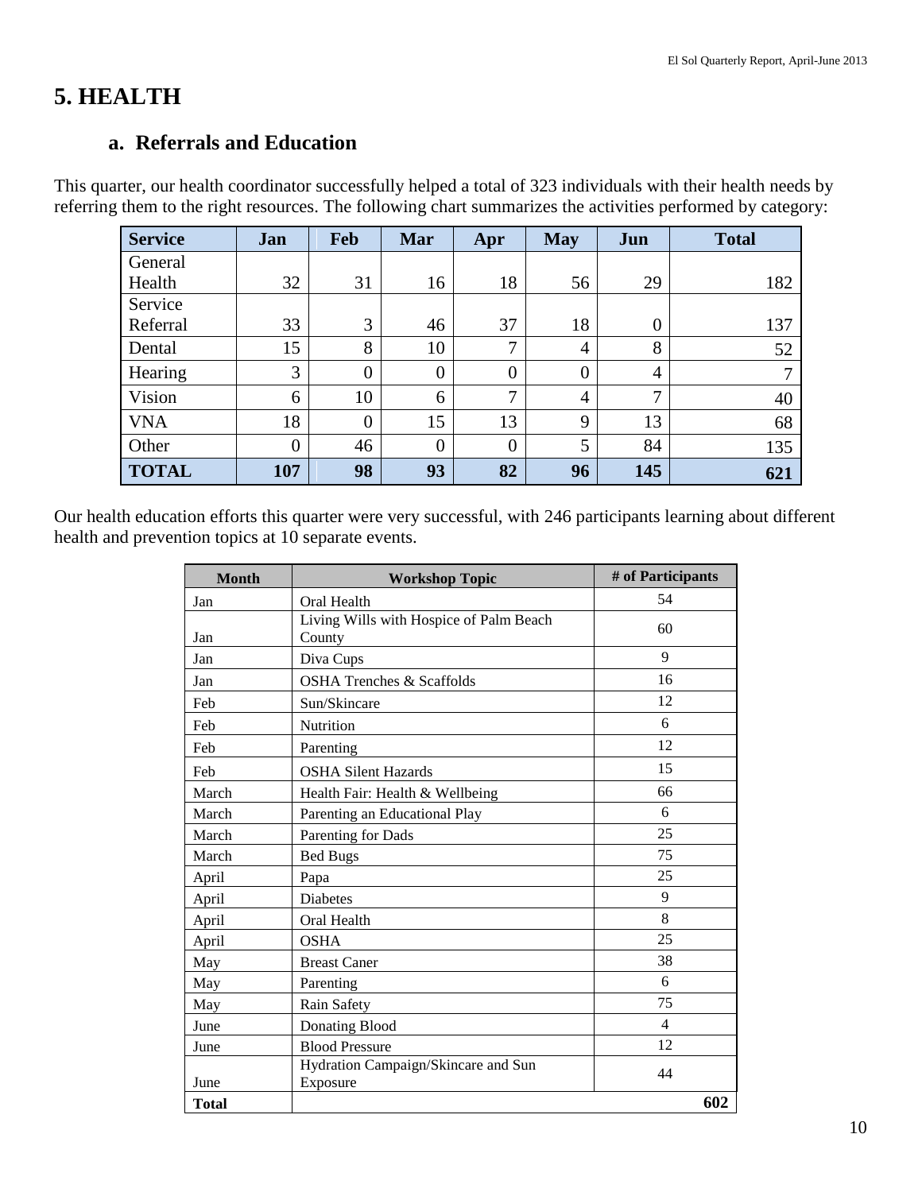# 5. HEALTH

## a. Referrals and Education

This quarter, our health coordinator successfully helped a total of 323 individuals with their health needs by referring them to the right resources. The following chart summarizes the activities performed by category:

| Service | Jan | Feb | Mar | Apr | May | Jun | Total |
|---|---|---|---|---|---|---|---|
| General Health | 32 | 31 | 16 | 18 | 56 | 29 | 182 |
| Service Referral | 33 | 3 | 46 | 37 | 18 | 0 | 137 |
| Dental | 15 | 8 | 10 | 7 | 4 | 8 | 52 |
| Hearing | 3 | 0 | 0 | 0 | 0 | 4 | 7 |
| Vision | 6 | 10 | 6 | 7 | 4 | 7 | 40 |
| VNA | 18 | 0 | 15 | 13 | 9 | 13 | 68 |
| Other | 0 | 46 | 0 | 0 | 5 | 84 | 135 |
| **TOTAL** | **107** | **98** | **93** | **82** | **96** | **145** | **621** |

Our health education efforts this quarter were very successful, with 246 participants learning about different health and prevention topics at 10 separate events.

| Month | Workshop Topic | # of Participants |
|---|---|---|
| Jan | Oral Health | 54 |
| Jan | Living Wills with Hospice of Palm Beach County | 60 |
| Jan | Diva Cups | 9 |
| Jan | OSHA Trenches & Scaffolds | 16 |
| Feb | Sun/Skincare | 12 |
| Feb | Nutrition | 6 |
| Feb | Parenting | 12 |
| Feb | OSHA Silent Hazards | 15 |
| March | Health Fair: Health & Wellbeing | 66 |
| March | Parenting an Educational Play | 6 |
| March | Parenting for Dads | 25 |
| March | Bed Bugs | 75 |
| April | Papa | 25 |
| April | Diabetes | 9 |
| April | Oral Health | 8 |
| April | OSHA | 25 |
| May | Breast Caner | 38 |
| May | Parenting | 6 |
| May | Rain Safety | 75 |
| June | Donating Blood | 4 |
| June | Blood Pressure | 12 |
| June | Hydration Campaign/Skincare and Sun Exposure | 44 |
| **Total** | | **602** |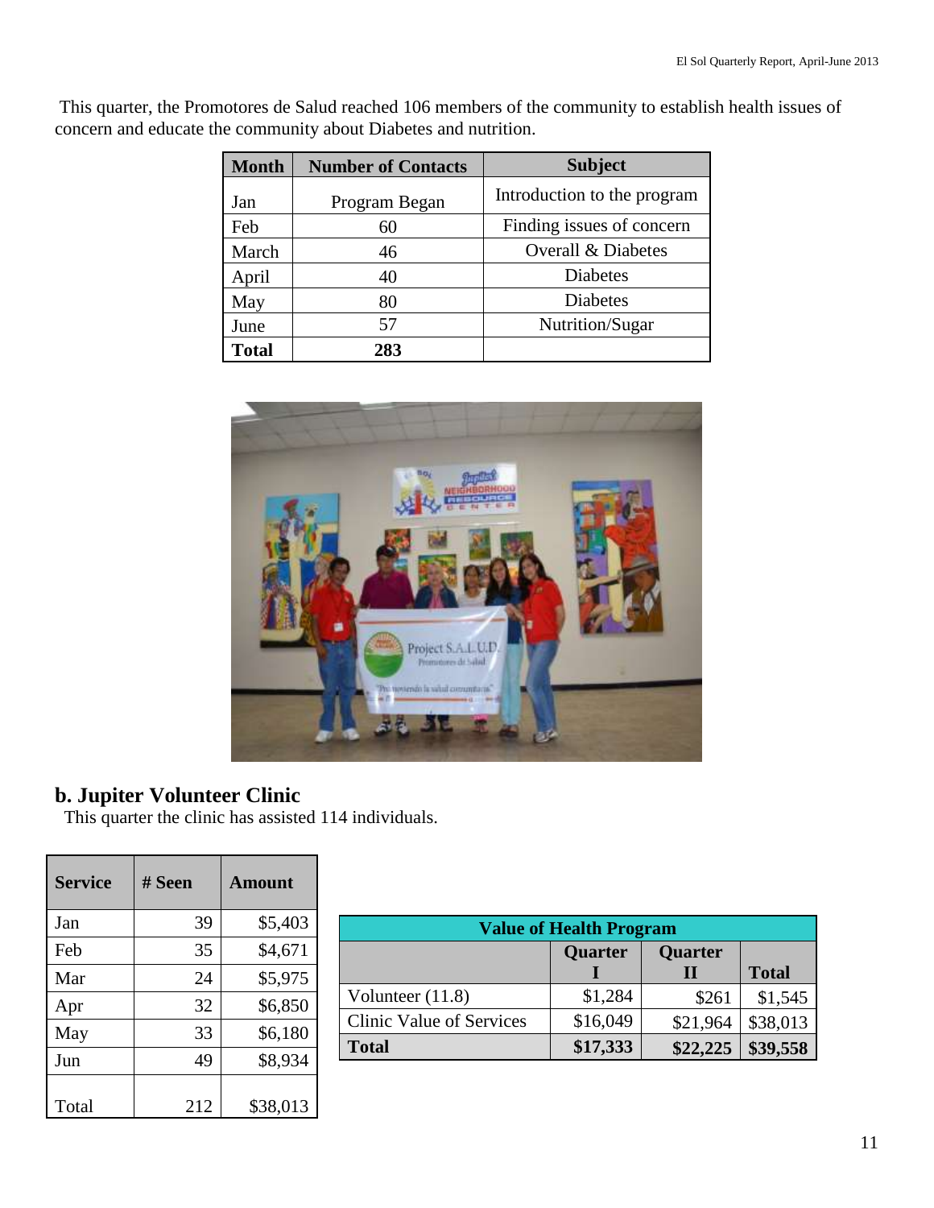This quarter, the Promotores de Salud reached 106 members of the community to establish health issues of concern and educate the community about Diabetes and nutrition.

| Month | Number of Contacts | Subject |
|---|---|---|
| Jan | Program Began | Introduction to the program |
| Feb | 60 | Finding issues of concern |
| March | 46 | Overall & Diabetes |
| April | 40 | Diabetes |
| May | 80 | Diabetes |
| June | 57 | Nutrition/Sugar |
| **Total** | **283** | |

## b. Jupiter Volunteer Clinic

This quarter the clinic has assisted 114 individuals.

| Service | # Seen | Amount |
|---|---|---|
| Jan | 39 | $5,403 |
| Feb | 35 | $4,671 |
| Mar | 24 | $5,975 |
| Apr | 32 | $6,850 |
| May | 33 | $6,180 |
| Jun | 49 | $8,934 |
| Total | 212 | $38,013 |

| Value of Health Program | | | |
|---|---|---|---|
| | Quarter I | Quarter II | Total |
| Volunteer (11.8) | $1,284 | $261 | $1,545 |
| Clinic Value of Services | $16,049 | $21,964 | $38,013 |
| **Total** | **$17,333** | **$22,225** | **$39,558** |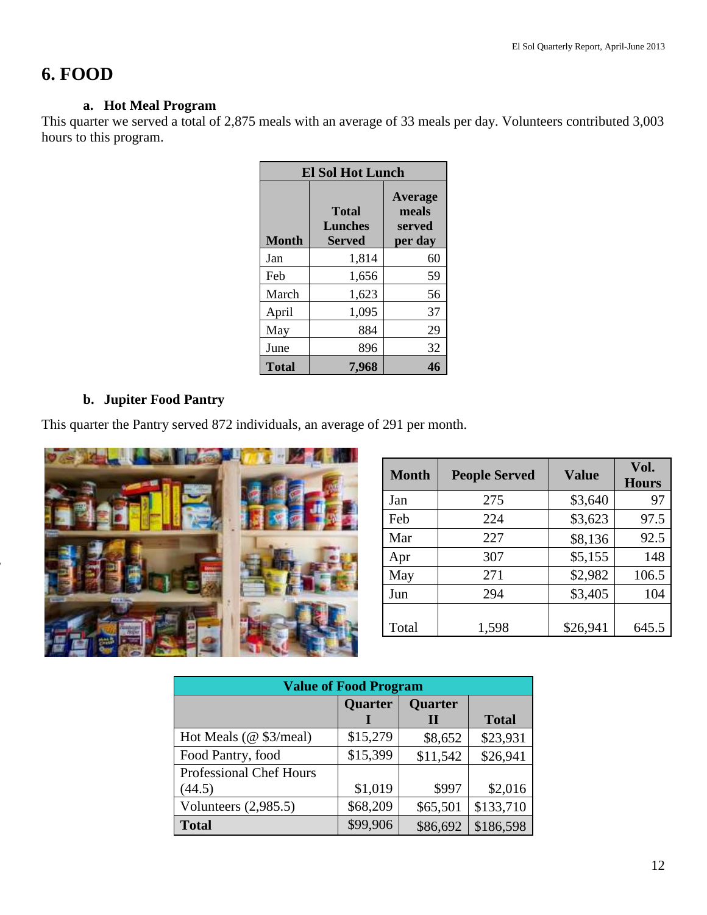# 6. FOOD

### a. Hot Meal Program

This quarter we served a total of 2,875 meals with an average of 33 meals per day. Volunteers contributed 3,003 hours to this program.

| El Sol Hot Lunch | | |
|---|---|---|
| **Month** | **Total Lunches Served** | **Average meals served per day** |
| Jan | 1,814 | 60 |
| Feb | 1,656 | 59 |
| March | 1,623 | 56 |
| April | 1,095 | 37 |
| May | 884 | 29 |
| June | 896 | 32 |
| **Total** | **7,968** | **46** |

### b. Jupiter Food Pantry

This quarter the Pantry served 872 individuals, an average of 291 per month.

| Month | People Served | Value | Vol. Hours |
|---|---|---|---|
| Jan | 275 | $3,640 | 97 |
| Feb | 224 | $3,623 | 97.5 |
| Mar | 227 | $8,136 | 92.5 |
| Apr | 307 | $5,155 | 148 |
| May | 271 | $2,982 | 106.5 |
| Jun | 294 | $3,405 | 104 |
| Total | 1,598 | $26,941 | 645.5 |

| Value of Food Program | | | |
|---|---|---|---|
| | **Quarter I** | **Quarter II** | **Total** |
| Hot Meals (@ $3/meal) | $15,279 | $8,652 | $23,931 |
| Food Pantry, food | $15,399 | $11,542 | $26,941 |
| Professional Chef Hours (44.5) | $1,019 | $997 | $2,016 |
| Volunteers (2,985.5) | $68,209 | $65,501 | $133,710 |
| **Total** | $99,906 | $86,692 | $186,598 |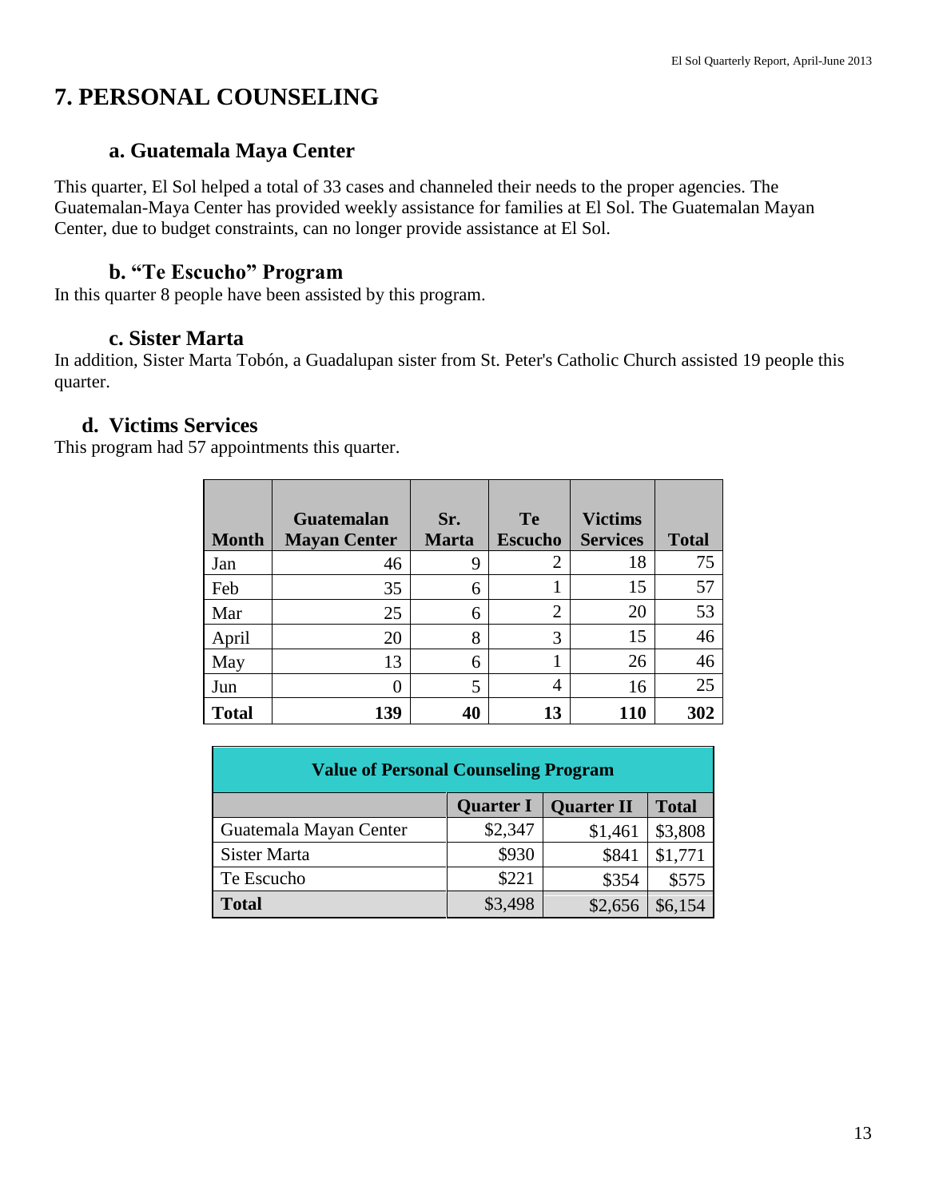# 7. PERSONAL COUNSELING

## a. Guatemala Maya Center

This quarter, El Sol helped a total of 33 cases and channeled their needs to the proper agencies. The Guatemalan-Maya Center has provided weekly assistance for families at El Sol. The Guatemalan Mayan Center, due to budget constraints, can no longer provide assistance at El Sol.

## b. "Te Escucho" Program

In this quarter 8 people have been assisted by this program.

## c. Sister Marta

In addition, Sister Marta Tobón, a Guadalupan sister from St. Peter's Catholic Church assisted 19 people this quarter.

## d. Victims Services

This program had 57 appointments this quarter.

| Month | Guatemalan Mayan Center | Sr. Marta | Te Escucho | Victims Services | Total |
|---|---|---|---|---|---|
| Jan | 46 | 9 | 2 | 18 | 75 |
| Feb | 35 | 6 | 1 | 15 | 57 |
| Mar | 25 | 6 | 2 | 20 | 53 |
| April | 20 | 8 | 3 | 15 | 46 |
| May | 13 | 6 | 1 | 26 | 46 |
| Jun | 0 | 5 | 4 | 16 | 25 |
| **Total** | **139** | **40** | **13** | **110** | **302** |

| Value of Personal Counseling Program | | | |
|---|---|---|---|
| | **Quarter I** | **Quarter II** | **Total** |
| Guatemala Mayan Center | $2,347 | $1,461 | $3,808 |
| Sister Marta | $930 | $841 | $1,771 |
| Te Escucho | $221 | $354 | $575 |
| **Total** | $3,498 | $2,656 | $6,154 |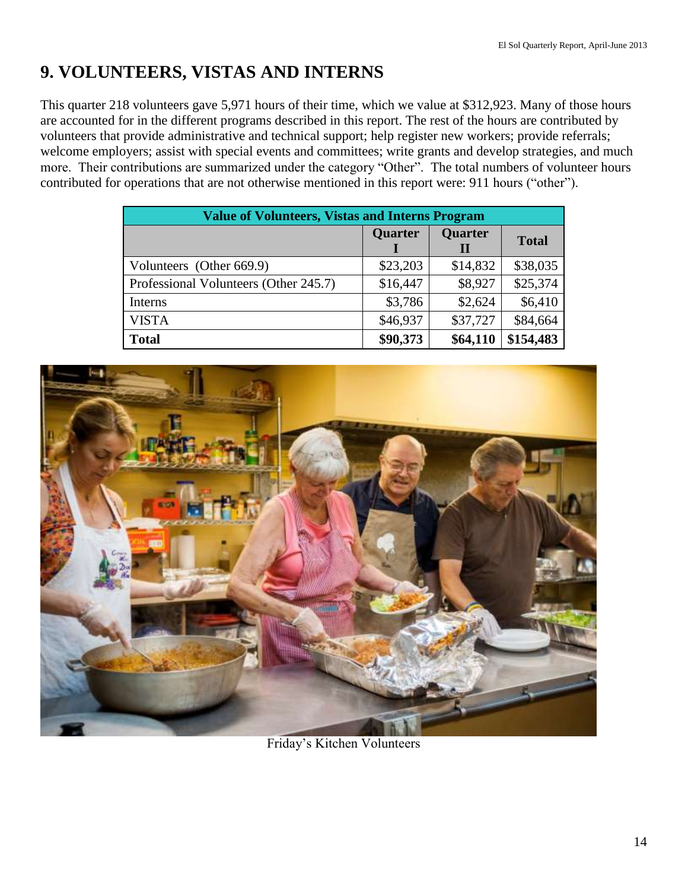# 9. VOLUNTEERS, VISTAS AND INTERNS

This quarter 218 volunteers gave 5,971 hours of their time, which we value at $312,923. Many of those hours are accounted for in the different programs described in this report. The rest of the hours are contributed by volunteers that provide administrative and technical support; help register new workers; provide referrals; welcome employers; assist with special events and committees; write grants and develop strategies, and much more. Their contributions are summarized under the category "Other". The total numbers of volunteer hours contributed for operations that are not otherwise mentioned in this report were: 911 hours ("other").

| Value of Volunteers, Vistas and Interns Program | | | |
|---|---|---|---|
| | **Quarter I** | **Quarter II** | **Total** |
| Volunteers (Other 669.9) | $23,203 | $14,832 | $38,035 |
| Professional Volunteers (Other 245.7) | $16,447 | $8,927 | $25,374 |
| Interns | $3,786 | $2,624 | $6,410 |
| VISTA | $46,937 | $37,727 | $84,664 |
| **Total** | **$90,373** | **$64,110** | **$154,483** |

Friday's Kitchen Volunteers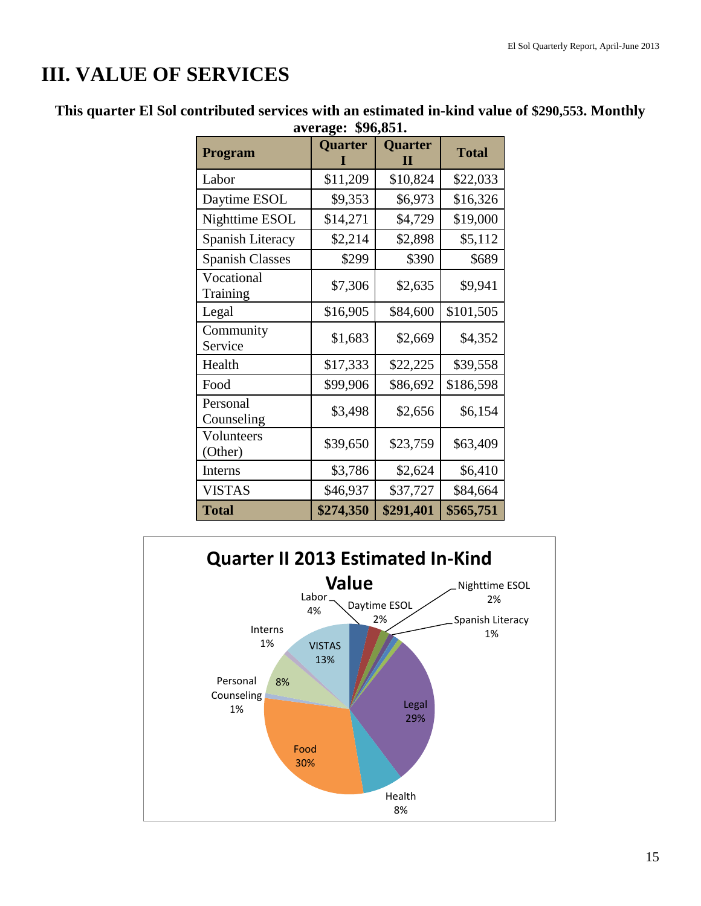# III. VALUE OF SERVICES

**This quarter El Sol contributed services with an estimated in-kind value of $290,553. Monthly average: $96,851.**

| Program | Quarter I | Quarter II | Total |
|---|---|---|---|
| Labor | $11,209 | $10,824 | $22,033 |
| Daytime ESOL | $9,353 | $6,973 | $16,326 |
| Nighttime ESOL | $14,271 | $4,729 | $19,000 |
| Spanish Literacy | $2,214 | $2,898 | $5,112 |
| Spanish Classes | $299 | $390 | $689 |
| Vocational Training | $7,306 | $2,635 | $9,941 |
| Legal | $16,905 | $84,600 | $101,505 |
| Community Service | $1,683 | $2,669 | $4,352 |
| Health | $17,333 | $22,225 | $39,558 |
| Food | $99,906 | $86,692 | $186,598 |
| Personal Counseling | $3,498 | $2,656 | $6,154 |
| Volunteers (Other) | $39,650 | $23,759 | $63,409 |
| Interns | $3,786 | $2,624 | $6,410 |
| VISTAS | $46,937 | $37,727 | $84,664 |
| **Total** | **$274,350** | **$291,401** | **$565,751** |

Quarter II 2013 Estimated In-Kind Value

Labor 4%
Daytime ESOL 2%
Nighttime ESOL 2%
Spanish Literacy 1%
Legal 29%
Health 8%
Food 30%
Personal Counseling 1%
8%
Interns 1%
VISTAS 13%